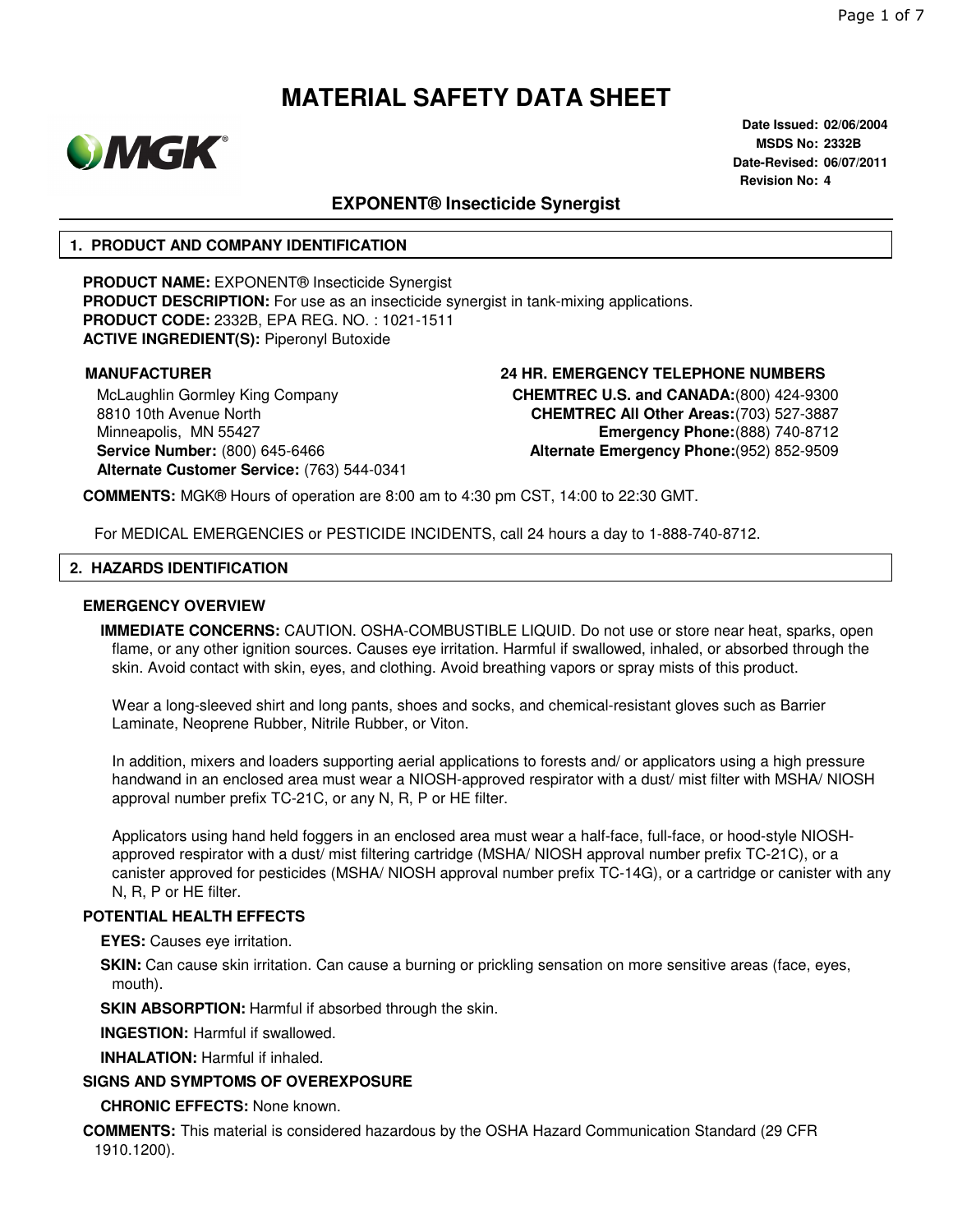# MATERIAL SAFETY DATA SHEET

**Date Issued:** 02/06/2004
**MSDS No:** 2332B
**Date-Revised:** 06/07/2011
**Revision No:** 4

## EXPONENT® Insecticide Synergist

## 1. PRODUCT AND COMPANY IDENTIFICATION

**PRODUCT NAME:** EXPONENT® Insecticide Synergist
**PRODUCT DESCRIPTION:** For use as an insecticide synergist in tank-mixing applications.
**PRODUCT CODE:** 2332B, EPA REG. NO. : 1021-1511
**ACTIVE INGREDIENT(S):** Piperonyl Butoxide

**MANUFACTURER**

McLaughlin Gormley King Company
8810 10th Avenue North
Minneapolis, MN 55427
**Service Number:** (800) 645-6466
**Alternate Customer Service:** (763) 544-0341

**24 HR. EMERGENCY TELEPHONE NUMBERS**

**CHEMTREC U.S. and CANADA:** (800) 424-9300
**CHEMTREC All Other Areas:** (703) 527-3887
**Emergency Phone:** (888) 740-8712
**Alternate Emergency Phone:** (952) 852-9509

**COMMENTS:** MGK® Hours of operation are 8:00 am to 4:30 pm CST, 14:00 to 22:30 GMT.

For MEDICAL EMERGENCIES or PESTICIDE INCIDENTS, call 24 hours a day to 1-888-740-8712.

## 2. HAZARDS IDENTIFICATION

**EMERGENCY OVERVIEW**

**IMMEDIATE CONCERNS:** CAUTION. OSHA-COMBUSTIBLE LIQUID. Do not use or store near heat, sparks, open flame, or any other ignition sources. Causes eye irritation. Harmful if swallowed, inhaled, or absorbed through the skin. Avoid contact with skin, eyes, and clothing. Avoid breathing vapors or spray mists of this product.

Wear a long-sleeved shirt and long pants, shoes and socks, and chemical-resistant gloves such as Barrier Laminate, Neoprene Rubber, Nitrile Rubber, or Viton.

In addition, mixers and loaders supporting aerial applications to forests and/ or applicators using a high pressure handwand in an enclosed area must wear a NIOSH-approved respirator with a dust/ mist filter with MSHA/ NIOSH approval number prefix TC-21C, or any N, R, P or HE filter.

Applicators using hand held foggers in an enclosed area must wear a half-face, full-face, or hood-style NIOSH-approved respirator with a dust/ mist filtering cartridge (MSHA/ NIOSH approval number prefix TC-21C), or a canister approved for pesticides (MSHA/ NIOSH approval number prefix TC-14G), or a cartridge or canister with any N, R, P or HE filter.

**POTENTIAL HEALTH EFFECTS**

**EYES:** Causes eye irritation.

**SKIN:** Can cause skin irritation. Can cause a burning or prickling sensation on more sensitive areas (face, eyes, mouth).

**SKIN ABSORPTION:** Harmful if absorbed through the skin.

**INGESTION:** Harmful if swallowed.

**INHALATION:** Harmful if inhaled.

**SIGNS AND SYMPTOMS OF OVEREXPOSURE**

**CHRONIC EFFECTS:** None known.

**COMMENTS:** This material is considered hazardous by the OSHA Hazard Communication Standard (29 CFR 1910.1200).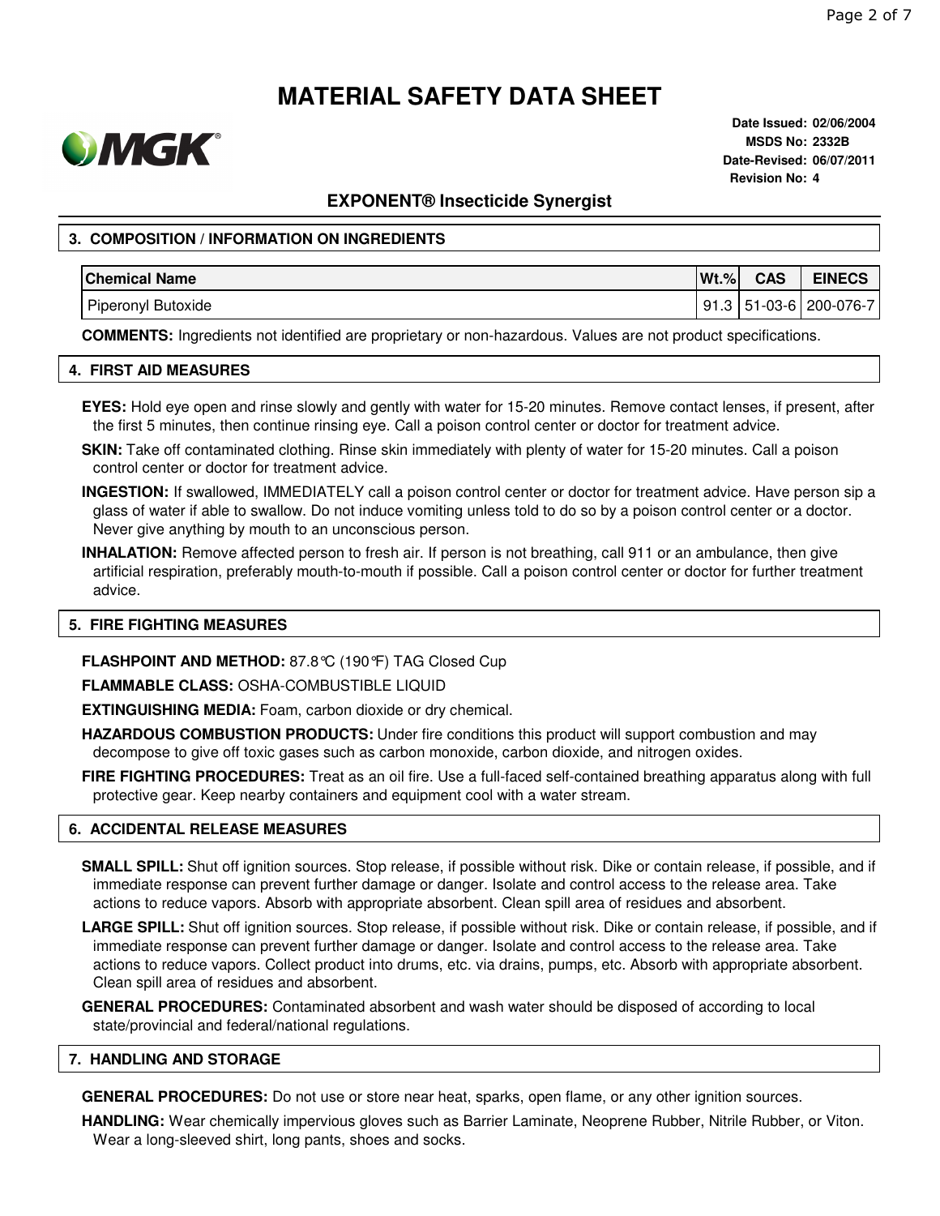# MATERIAL SAFETY DATA SHEET

**Date Issued:** 02/06/2004
**MSDS No:** 2332B
**Date-Revised:** 06/07/2011
**Revision No:** 4

## EXPONENT® Insecticide Synergist

## 3. COMPOSITION / INFORMATION ON INGREDIENTS

| Chemical Name | Wt.% | CAS | EINECS |
|---|---|---|---|
| Piperonyl Butoxide | 91.3 | 51-03-6 | 200-076-7 |

**COMMENTS:** Ingredients not identified are proprietary or non-hazardous. Values are not product specifications.

## 4. FIRST AID MEASURES

**EYES:** Hold eye open and rinse slowly and gently with water for 15-20 minutes. Remove contact lenses, if present, after the first 5 minutes, then continue rinsing eye. Call a poison control center or doctor for treatment advice.

**SKIN:** Take off contaminated clothing. Rinse skin immediately with plenty of water for 15-20 minutes. Call a poison control center or doctor for treatment advice.

**INGESTION:** If swallowed, IMMEDIATELY call a poison control center or doctor for treatment advice. Have person sip a glass of water if able to swallow. Do not induce vomiting unless told to do so by a poison control center or a doctor. Never give anything by mouth to an unconscious person.

**INHALATION:** Remove affected person to fresh air. If person is not breathing, call 911 or an ambulance, then give artificial respiration, preferably mouth-to-mouth if possible. Call a poison control center or doctor for further treatment advice.

## 5. FIRE FIGHTING MEASURES

**FLASHPOINT AND METHOD:** 87.8°C (190°F) TAG Closed Cup

**FLAMMABLE CLASS:** OSHA-COMBUSTIBLE LIQUID

**EXTINGUISHING MEDIA:** Foam, carbon dioxide or dry chemical.

**HAZARDOUS COMBUSTION PRODUCTS:** Under fire conditions this product will support combustion and may decompose to give off toxic gases such as carbon monoxide, carbon dioxide, and nitrogen oxides.

**FIRE FIGHTING PROCEDURES:** Treat as an oil fire. Use a full-faced self-contained breathing apparatus along with full protective gear. Keep nearby containers and equipment cool with a water stream.

## 6. ACCIDENTAL RELEASE MEASURES

**SMALL SPILL:** Shut off ignition sources. Stop release, if possible without risk. Dike or contain release, if possible, and if immediate response can prevent further damage or danger. Isolate and control access to the release area. Take actions to reduce vapors. Absorb with appropriate absorbent. Clean spill area of residues and absorbent.

**LARGE SPILL:** Shut off ignition sources. Stop release, if possible without risk. Dike or contain release, if possible, and if immediate response can prevent further damage or danger. Isolate and control access to the release area. Take actions to reduce vapors. Collect product into drums, etc. via drains, pumps, etc. Absorb with appropriate absorbent. Clean spill area of residues and absorbent.

**GENERAL PROCEDURES:** Contaminated absorbent and wash water should be disposed of according to local state/provincial and federal/national regulations.

## 7. HANDLING AND STORAGE

**GENERAL PROCEDURES:** Do not use or store near heat, sparks, open flame, or any other ignition sources.

**HANDLING:** Wear chemically impervious gloves such as Barrier Laminate, Neoprene Rubber, Nitrile Rubber, or Viton. Wear a long-sleeved shirt, long pants, shoes and socks.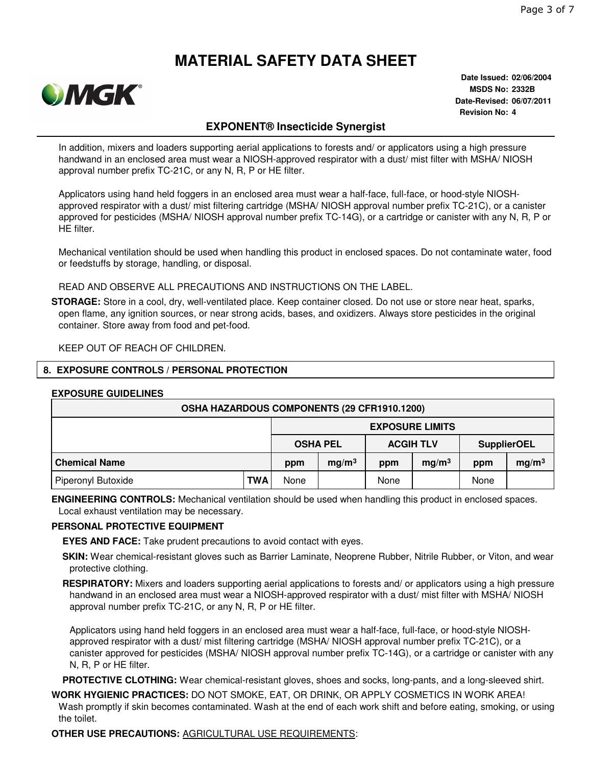# MATERIAL SAFETY DATA SHEET

**Date Issued: 02/06/2004**
**MSDS No: 2332B**
**Date-Revised: 06/07/2011**
**Revision No: 4**

## EXPONENT® Insecticide Synergist

In addition, mixers and loaders supporting aerial applications to forests and/ or applicators using a high pressure handwand in an enclosed area must wear a NIOSH-approved respirator with a dust/ mist filter with MSHA/ NIOSH approval number prefix TC-21C, or any N, R, P or HE filter.

Applicators using hand held foggers in an enclosed area must wear a half-face, full-face, or hood-style NIOSH-approved respirator with a dust/ mist filtering cartridge (MSHA/ NIOSH approval number prefix TC-21C), or a canister approved for pesticides (MSHA/ NIOSH approval number prefix TC-14G), or a cartridge or canister with any N, R, P or HE filter.

Mechanical ventilation should be used when handling this product in enclosed spaces. Do not contaminate water, food or feedstuffs by storage, handling, or disposal.

READ AND OBSERVE ALL PRECAUTIONS AND INSTRUCTIONS ON THE LABEL.

**STORAGE:** Store in a cool, dry, well-ventilated place. Keep container closed. Do not use or store near heat, sparks, open flame, any ignition sources, or near strong acids, bases, and oxidizers. Always store pesticides in the original container. Store away from food and pet-food.

KEEP OUT OF REACH OF CHILDREN.

## 8. EXPOSURE CONTROLS / PERSONAL PROTECTION

**EXPOSURE GUIDELINES**

| OSHA HAZARDOUS COMPONENTS (29 CFR1910.1200) | | | | | | | |
|---|---|---|---|---|---|---|---|
| | | EXPOSURE LIMITS | | | | | |
| | | OSHA PEL | | ACGIH TLV | | SupplierOEL | |
| **Chemical Name** | | **ppm** | **$mg/m^3$** | **ppm** | **$mg/m^3$** | **ppm** | **$mg/m^3$** |
| Piperonyl Butoxide | **TWA** | None | | None | | None | |

**ENGINEERING CONTROLS:** Mechanical ventilation should be used when handling this product in enclosed spaces. Local exhaust ventilation may be necessary.

**PERSONAL PROTECTIVE EQUIPMENT**

**EYES AND FACE:** Take prudent precautions to avoid contact with eyes.

**SKIN:** Wear chemical-resistant gloves such as Barrier Laminate, Neoprene Rubber, Nitrile Rubber, or Viton, and wear protective clothing.

**RESPIRATORY:** Mixers and loaders supporting aerial applications to forests and/ or applicators using a high pressure handwand in an enclosed area must wear a NIOSH-approved respirator with a dust/ mist filter with MSHA/ NIOSH approval number prefix TC-21C, or any N, R, P or HE filter.

Applicators using hand held foggers in an enclosed area must wear a half-face, full-face, or hood-style NIOSH-approved respirator with a dust/ mist filtering cartridge (MSHA/ NIOSH approval number prefix TC-21C), or a canister approved for pesticides (MSHA/ NIOSH approval number prefix TC-14G), or a cartridge or canister with any N, R, P or HE filter.

**PROTECTIVE CLOTHING:** Wear chemical-resistant gloves, shoes and socks, long-pants, and a long-sleeved shirt.

**WORK HYGIENIC PRACTICES:** DO NOT SMOKE, EAT, OR DRINK, OR APPLY COSMETICS IN WORK AREA! Wash promptly if skin becomes contaminated. Wash at the end of each work shift and before eating, smoking, or using the toilet.

**OTHER USE PRECAUTIONS:** AGRICULTURAL USE REQUIREMENTS: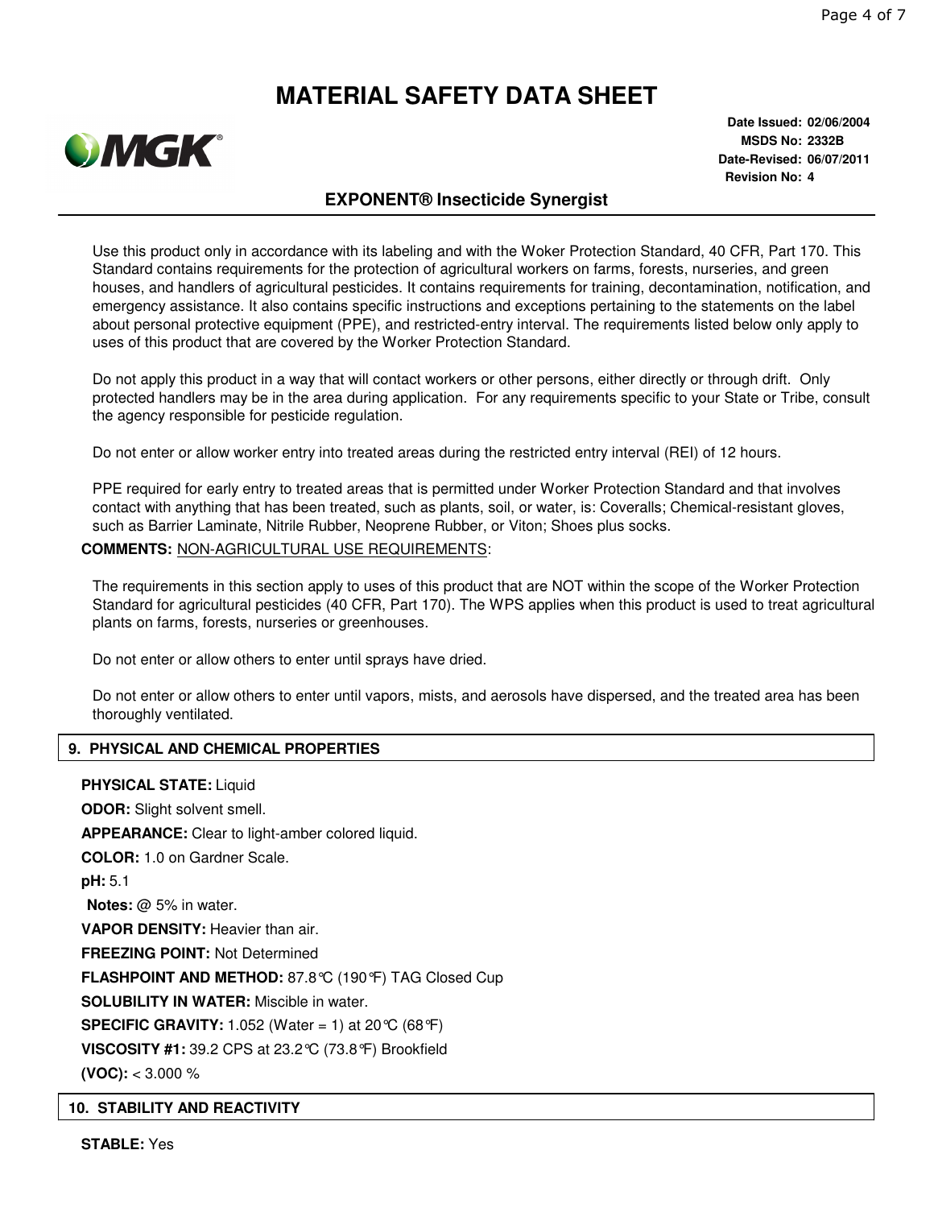Use this product only in accordance with its labeling and with the Woker Protection Standard, 40 CFR, Part 170. This Standard contains requirements for the protection of agricultural workers on farms, forests, nurseries, and green houses, and handlers of agricultural pesticides. It contains requirements for training, decontamination, notification, and emergency assistance. It also contains specific instructions and exceptions pertaining to the statements on the label about personal protective equipment (PPE), and restricted-entry interval. The requirements listed below only apply to uses of this product that are covered by the Worker Protection Standard.

Do not apply this product in a way that will contact workers or other persons, either directly or through drift. Only protected handlers may be in the area during application. For any requirements specific to your State or Tribe, consult the agency responsible for pesticide regulation.

Do not enter or allow worker entry into treated areas during the restricted entry interval (REI) of 12 hours.

PPE required for early entry to treated areas that is permitted under Worker Protection Standard and that involves contact with anything that has been treated, such as plants, soil, or water, is: Coveralls; Chemical-resistant gloves, such as Barrier Laminate, Nitrile Rubber, Neoprene Rubber, or Viton; Shoes plus socks.

**COMMENTS:** NON-AGRICULTURAL USE REQUIREMENTS:

The requirements in this section apply to uses of this product that are NOT within the scope of the Worker Protection Standard for agricultural pesticides (40 CFR, Part 170). The WPS applies when this product is used to treat agricultural plants on farms, forests, nurseries or greenhouses.

Do not enter or allow others to enter until sprays have dried.

Do not enter or allow others to enter until vapors, mists, and aerosols have dispersed, and the treated area has been thoroughly ventilated.

## 9. PHYSICAL AND CHEMICAL PROPERTIES

**PHYSICAL STATE:** Liquid

**ODOR:** Slight solvent smell.

**APPEARANCE:** Clear to light-amber colored liquid.

**COLOR:** 1.0 on Gardner Scale.

**pH:** 5.1

**Notes:** @ 5% in water.

**VAPOR DENSITY:** Heavier than air.

**FREEZING POINT:** Not Determined

**FLASHPOINT AND METHOD:** 87.8°C (190°F) TAG Closed Cup

**SOLUBILITY IN WATER:** Miscible in water.

**SPECIFIC GRAVITY:** 1.052 (Water = 1) at 20°C (68°F)

**VISCOSITY #1:** 39.2 CPS at 23.2°C (73.8°F) Brookfield

**(VOC):** < 3.000 %

## 10. STABILITY AND REACTIVITY

**STABLE:** Yes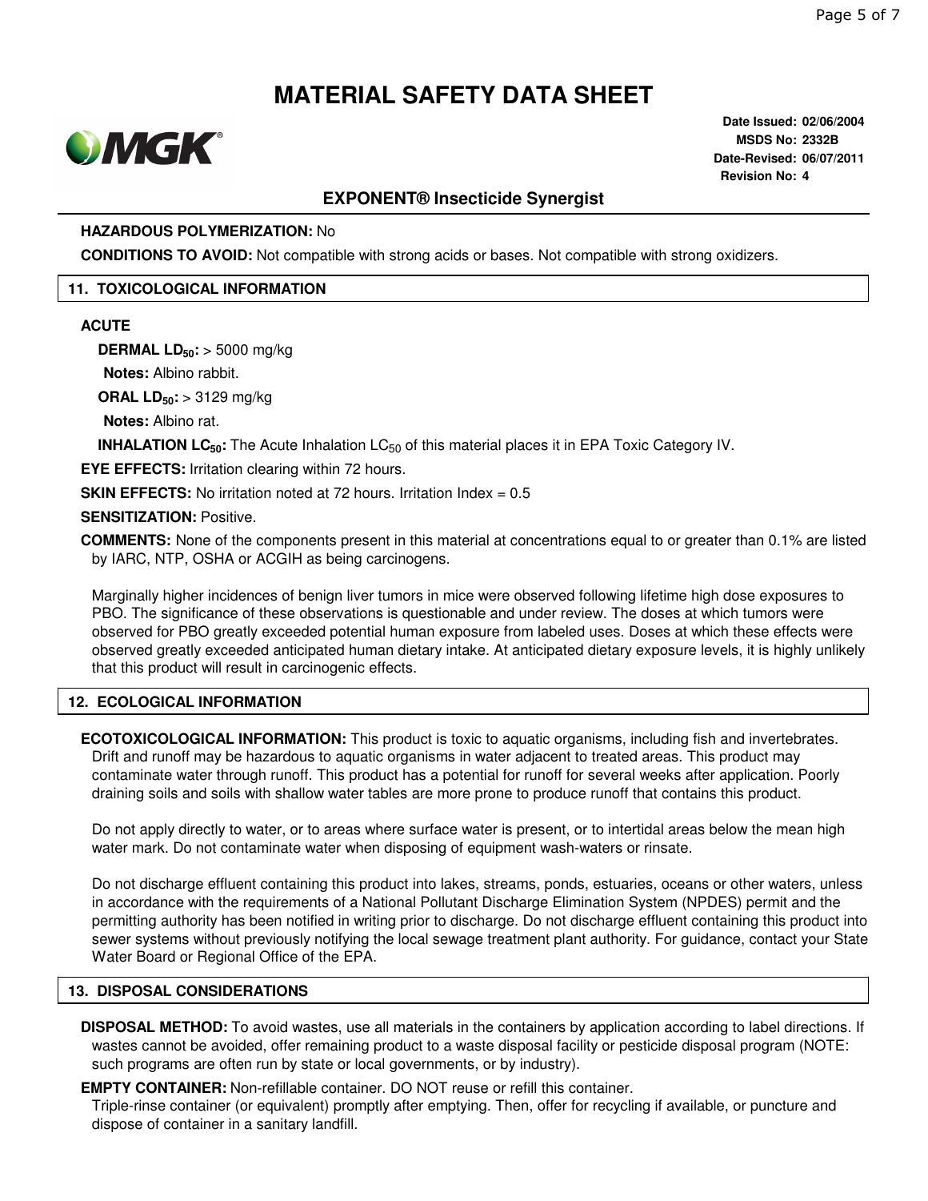**HAZARDOUS POLYMERIZATION:** No

**CONDITIONS TO AVOID:** Not compatible with strong acids or bases. Not compatible with strong oxidizers.

## 11. TOXICOLOGICAL INFORMATION

**ACUTE**

**DERMAL $LD_{50}$:** > 5000 mg/kg

**Notes:** Albino rabbit.

**ORAL $LD_{50}$:** > 3129 mg/kg

**Notes:** Albino rat.

**INHALATION $LC_{50}$:** The Acute Inhalation $LC_{50}$ of this material places it in EPA Toxic Category IV.

**EYE EFFECTS:** Irritation clearing within 72 hours.

**SKIN EFFECTS:** No irritation noted at 72 hours. Irritation Index = 0.5

**SENSITIZATION:** Positive.

**COMMENTS:** None of the components present in this material at concentrations equal to or greater than 0.1% are listed by IARC, NTP, OSHA or ACGIH as being carcinogens.

Marginally higher incidences of benign liver tumors in mice were observed following lifetime high dose exposures to PBO. The significance of these observations is questionable and under review. The doses at which tumors were observed for PBO greatly exceeded potential human exposure from labeled uses. Doses at which these effects were observed greatly exceeded anticipated human dietary intake. At anticipated dietary exposure levels, it is highly unlikely that this product will result in carcinogenic effects.

## 12. ECOLOGICAL INFORMATION

**ECOTOXICOLOGICAL INFORMATION:** This product is toxic to aquatic organisms, including fish and invertebrates. Drift and runoff may be hazardous to aquatic organisms in water adjacent to treated areas. This product may contaminate water through runoff. This product has a potential for runoff for several weeks after application. Poorly draining soils and soils with shallow water tables are more prone to produce runoff that contains this product.

Do not apply directly to water, or to areas where surface water is present, or to intertidal areas below the mean high water mark. Do not contaminate water when disposing of equipment wash-waters or rinsate.

Do not discharge effluent containing this product into lakes, streams, ponds, estuaries, oceans or other waters, unless in accordance with the requirements of a National Pollutant Discharge Elimination System (NPDES) permit and the permitting authority has been notified in writing prior to discharge. Do not discharge effluent containing this product into sewer systems without previously notifying the local sewage treatment plant authority. For guidance, contact your State Water Board or Regional Office of the EPA.

## 13. DISPOSAL CONSIDERATIONS

**DISPOSAL METHOD:** To avoid wastes, use all materials in the containers by application according to label directions. If wastes cannot be avoided, offer remaining product to a waste disposal facility or pesticide disposal program (NOTE: such programs are often run by state or local governments, or by industry).

**EMPTY CONTAINER:** Non-refillable container. DO NOT reuse or refill this container. Triple-rinse container (or equivalent) promptly after emptying. Then, offer for recycling if available, or puncture and dispose of container in a sanitary landfill.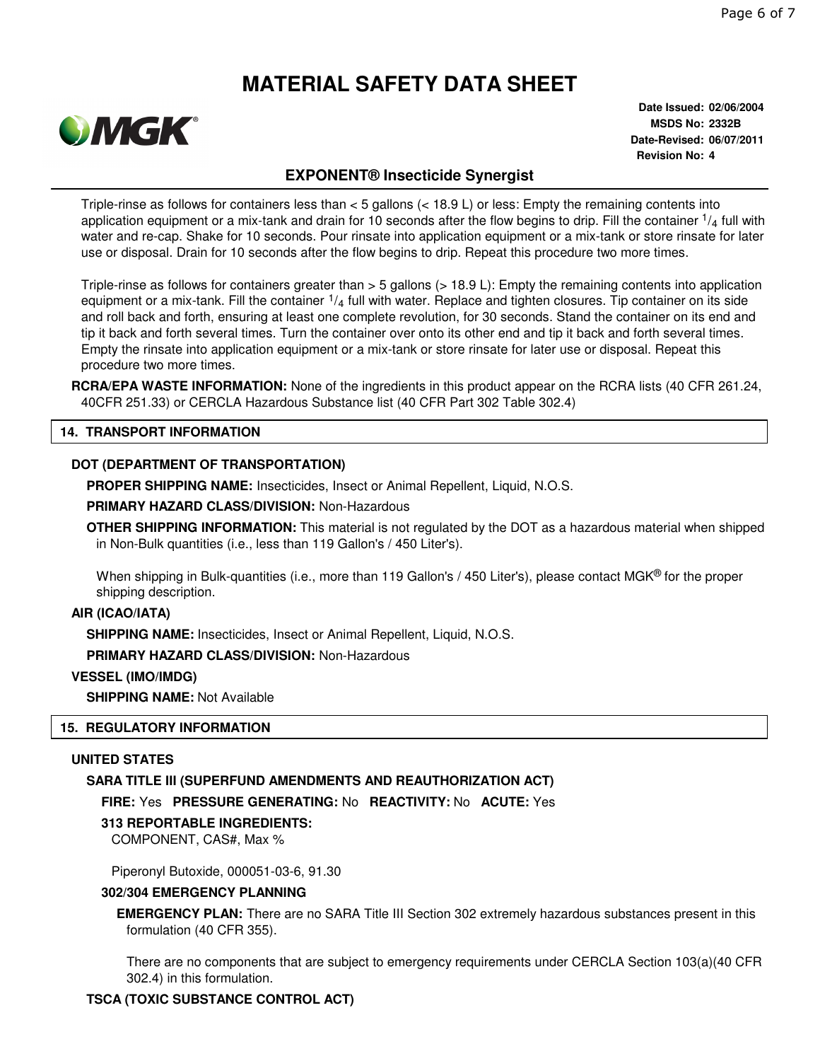Triple-rinse as follows for containers less than < 5 gallons (< 18.9 L) or less: Empty the remaining contents into application equipment or a mix-tank and drain for 10 seconds after the flow begins to drip. Fill the container $^1/_4$ full with water and re-cap. Shake for 10 seconds. Pour rinsate into application equipment or a mix-tank or store rinsate for later use or disposal. Drain for 10 seconds after the flow begins to drip. Repeat this procedure two more times.

Triple-rinse as follows for containers greater than > 5 gallons (> 18.9 L): Empty the remaining contents into application equipment or a mix-tank. Fill the container $^1/_4$ full with water. Replace and tighten closures. Tip container on its side and roll back and forth, ensuring at least one complete revolution, for 30 seconds. Stand the container on its end and tip it back and forth several times. Turn the container over onto its other end and tip it back and forth several times. Empty the rinsate into application equipment or a mix-tank or store rinsate for later use or disposal. Repeat this procedure two more times.

**RCRA/EPA WASTE INFORMATION:** None of the ingredients in this product appear on the RCRA lists (40 CFR 261.24, 40CFR 251.33) or CERCLA Hazardous Substance list (40 CFR Part 302 Table 302.4)

## 14. TRANSPORT INFORMATION

**DOT (DEPARTMENT OF TRANSPORTATION)**

**PROPER SHIPPING NAME:** Insecticides, Insect or Animal Repellent, Liquid, N.O.S.

**PRIMARY HAZARD CLASS/DIVISION:** Non-Hazardous

**OTHER SHIPPING INFORMATION:** This material is not regulated by the DOT as a hazardous material when shipped in Non-Bulk quantities (i.e., less than 119 Gallon's / 450 Liter's).

When shipping in Bulk-quantities (i.e., more than 119 Gallon's / 450 Liter's), please contact MGK® for the proper shipping description.

**AIR (ICAO/IATA)**

**SHIPPING NAME:** Insecticides, Insect or Animal Repellent, Liquid, N.O.S.

**PRIMARY HAZARD CLASS/DIVISION:** Non-Hazardous

**VESSEL (IMO/IMDG)**

**SHIPPING NAME:** Not Available

## 15. REGULATORY INFORMATION

**UNITED STATES**

**SARA TITLE III (SUPERFUND AMENDMENTS AND REAUTHORIZATION ACT)**

**FIRE:** Yes **PRESSURE GENERATING:** No **REACTIVITY:** No **ACUTE:** Yes

**313 REPORTABLE INGREDIENTS:**

COMPONENT, CAS#, Max %

Piperonyl Butoxide, 000051-03-6, 91.30

**302/304 EMERGENCY PLANNING**

**EMERGENCY PLAN:** There are no SARA Title III Section 302 extremely hazardous substances present in this formulation (40 CFR 355).

There are no components that are subject to emergency requirements under CERCLA Section 103(a)(40 CFR 302.4) in this formulation.

**TSCA (TOXIC SUBSTANCE CONTROL ACT)**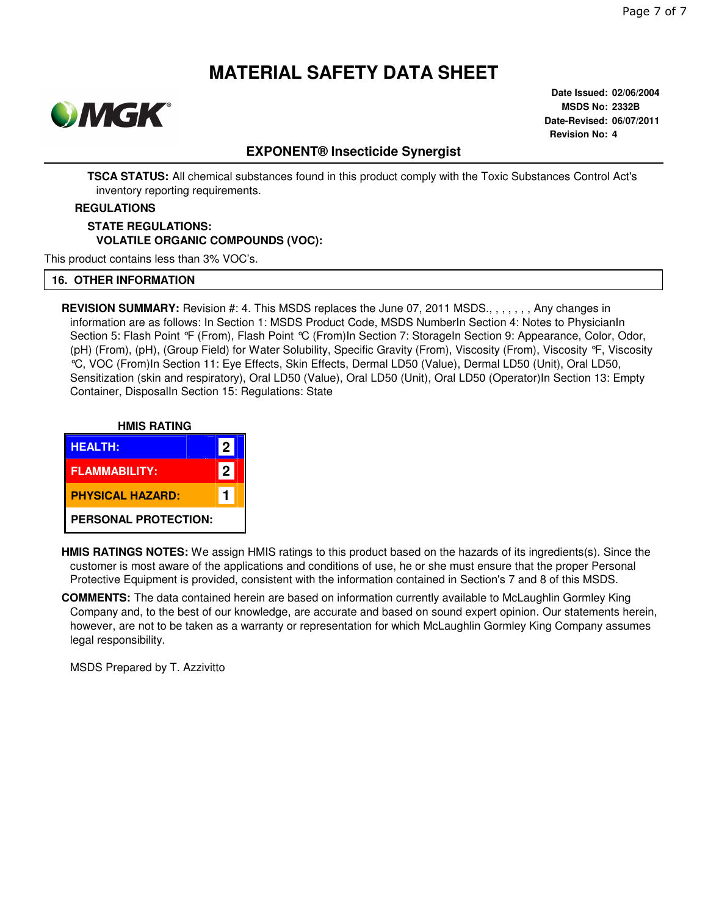# MATERIAL SAFETY DATA SHEET

MGK®

**Date Issued:** 02/06/2004
**MSDS No:** 2332B
**Date-Revised:** 06/07/2011
**Revision No:** 4

## EXPONENT® Insecticide Synergist

**TSCA STATUS:** All chemical substances found in this product comply with the Toxic Substances Control Act's inventory reporting requirements.

**REGULATIONS**

**STATE REGULATIONS:**

**VOLATILE ORGANIC COMPOUNDS (VOC):**

This product contains less than 3% VOC's.

## 16. OTHER INFORMATION

**REVISION SUMMARY:** Revision #: 4. This MSDS replaces the June 07, 2011 MSDS., , , , , , , Any changes in information are as follows: In Section 1: MSDS Product Code, MSDS NumberIn Section 4: Notes to PhysicianIn Section 5: Flash Point °F (From), Flash Point °C (From)In Section 7: StorageIn Section 9: Appearance, Color, Odor, (pH) (From), (pH), (Group Field) for Water Solubility, Specific Gravity (From), Viscosity (From), Viscosity °F, Viscosity °C, VOC (From)In Section 11: Eye Effects, Skin Effects, Dermal LD50 (Value), Dermal LD50 (Unit), Oral LD50, Sensitization (skin and respiratory), Oral LD50 (Value), Oral LD50 (Unit), Oral LD50 (Operator)In Section 13: Empty Container, DisposalIn Section 15: Regulations: State

**HMIS RATING**

| | |
|---|---|
| **HEALTH:** | 2 |
| **FLAMMABILITY:** | 2 |
| **PHYSICAL HAZARD:** | 1 |
| **PERSONAL PROTECTION:** | |

**HMIS RATINGS NOTES:** We assign HMIS ratings to this product based on the hazards of its ingredients(s). Since the customer is most aware of the applications and conditions of use, he or she must ensure that the proper Personal Protective Equipment is provided, consistent with the information contained in Section's 7 and 8 of this MSDS.

**COMMENTS:** The data contained herein are based on information currently available to McLaughlin Gormley King Company and, to the best of our knowledge, are accurate and based on sound expert opinion. Our statements herein, however, are not to be taken as a warranty or representation for which McLaughlin Gormley King Company assumes legal responsibility.

MSDS Prepared by T. Azzivitto